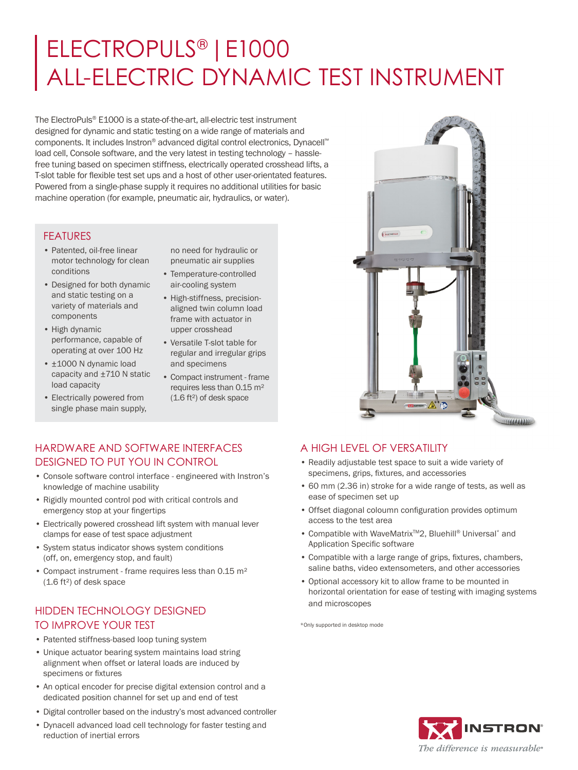# ELECTROPULS® | E1000 ALL-ELECTRIC DYNAMIC TEST INSTRUMENT

The ElectroPuls® E1000 is a state-of-the-art, all-electric test instrument designed for dynamic and static testing on a wide range of materials and components. It includes Instron® advanced digital control electronics, Dynacell™ load cell, Console software, and the very latest in testing technology – hassle-free tuning based on specimen stiffness, electrically operated crosshead lifts, a T-slot table for flexible test set ups and a host of other user-orientated features. Powered from a single-phase supply it requires no additional utilities for basic machine operation (for example, pneumatic air, hydraulics, or water).

## FEATURES

- Patented, oil-free linear motor technology for clean conditions
- Designed for both dynamic and static testing on a variety of materials and components
- High dynamic performance, capable of operating at over 100 Hz
- ±1000 N dynamic load capacity and ±710 N static load capacity
- Electrically powered from single phase main supply, no need for hydraulic or pneumatic air supplies
- Temperature-controlled air-cooling system
- High-stiffness, precision-aligned twin column load frame with actuator in upper crosshead
- Versatile T-slot table for regular and irregular grips and specimens
- Compact instrument - frame requires less than 0.15 $m^2$ (1.6 $ft^2$) of desk space

## HARDWARE AND SOFTWARE INTERFACES DESIGNED TO PUT YOU IN CONTROL

- Console software control interface - engineered with Instron's knowledge of machine usability
- Rigidly mounted control pod with critical controls and emergency stop at your fingertips
- Electrically powered crosshead lift system with manual lever clamps for ease of test space adjustment
- System status indicator shows system conditions (off, on, emergency stop, and fault)
- Compact instrument - frame requires less than 0.15 $m^2$ (1.6 $ft^2$) of desk space

## HIDDEN TECHNOLOGY DESIGNED TO IMPROVE YOUR TEST

- Patented stiffness-based loop tuning system
- Unique actuator bearing system maintains load string alignment when offset or lateral loads are induced by specimens or fixtures
- An optical encoder for precise digital extension control and a dedicated position channel for set up and end of test
- Digital controller based on the industry's most advanced controller
- Dynacell advanced load cell technology for faster testing and reduction of inertial errors

## A HIGH LEVEL OF VERSATILITY

- Readily adjustable test space to suit a wide variety of specimens, grips, fixtures, and accessories
- 60 mm (2.36 in) stroke for a wide range of tests, as well as ease of specimen set up
- Offset diagonal coloumn configuration provides optimum access to the test area
- Compatible with WaveMatrix™2, Bluehill® Universal* and Application Specific software
- Compatible with a large range of grips, fixtures, chambers, saline baths, video extensometers, and other accessories
- Optional accessory kit to allow frame to be mounted in horizontal orientation for ease of testing with imaging systems and microscopes

*Only supported in desktop mode

INSTRON

*The difference is measurable®*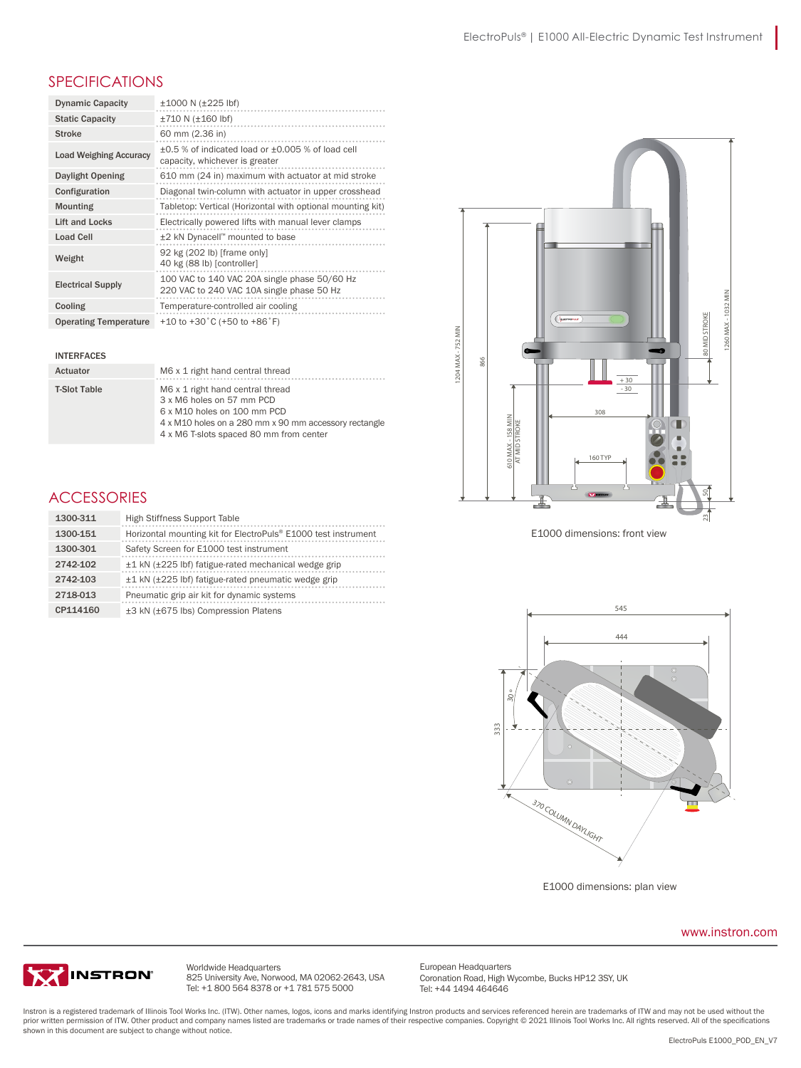## SPECIFICATIONS

| | |
|---|---|
| Dynamic Capacity | ±1000 N (±225 lbf) |
| Static Capacity | ±710 N (±160 lbf) |
| Stroke | 60 mm (2.36 in) |
| Load Weighing Accuracy | ±0.5 % of indicated load or ±0.005 % of load cell capacity, whichever is greater |
| Daylight Opening | 610 mm (24 in) maximum with actuator at mid stroke |
| Configuration | Diagonal twin-column with actuator in upper crosshead |
| Mounting | Tabletop: Vertical (Horizontal with optional mounting kit) |
| Lift and Locks | Electrically powered lifts with manual lever clamps |
| Load Cell | ±2 kN Dynacell™ mounted to base |
| Weight | 92 kg (202 lb) [frame only]<br>40 kg (88 lb) [controller] |
| Electrical Supply | 100 VAC to 140 VAC 20A single phase 50/60 Hz<br>220 VAC to 240 VAC 10A single phase 50 Hz |
| Cooling | Temperature-controlled air cooling |
| Operating Temperature | +10 to +30˚C (+50 to +86˚F) |

### INTERFACES

| | |
|---|---|
| Actuator | M6 x 1 right hand central thread |
| T-Slot Table | M6 x 1 right hand central thread<br>3 x M6 holes on 57 mm PCD<br>6 x M10 holes on 100 mm PCD<br>4 x M10 holes on a 280 mm x 90 mm accessory rectangle<br>4 x M6 T-slots spaced 80 mm from center |

## ACCESSORIES

| | |
|---|---|
| 1300-311 | High Stiffness Support Table |
| 1300-151 | Horizontal mounting kit for ElectroPuls® E1000 test instrument |
| 1300-301 | Safety Screen for E1000 test instrument |
| 2742-102 | ±1 kN (±225 lbf) fatigue-rated mechanical wedge grip |
| 2742-103 | ±1 kN (±225 lbf) fatigue-rated pneumatic wedge grip |
| 2718-013 | Pneumatic grip air kit for dynamic systems |
| CP114160 | ±3 kN (±675 lbs) Compression Platens |

1204 MAX - 752 MIN
866
610 MAX - 158 MIN AT MID STROKE
+30
-30
308
160 TYP
80 MID STROKE
1260 MAX - 1032 MIN
50
23

E1000 dimensions: front view

545
444
30°
333
370 COLUMN DAYLIGHT

E1000 dimensions: plan view

www.instron.com

Worldwide Headquarters
825 University Ave, Norwood, MA 02062-2643, USA
Tel: +1 800 564 8378 or +1 781 575 5000

European Headquarters
Coronation Road, High Wycombe, Bucks HP12 3SY, UK
Tel: +44 1494 464646

Instron is a registered trademark of Illinois Tool Works Inc. (ITW). Other names, logos, icons and marks identifying Instron products and services referenced herein are trademarks of ITW and may not be used without the prior written permission of ITW. Other product and company names listed are trademarks or trade names of their respective companies. Copyright © 2021 Illinois Tool Works Inc. All rights reserved. All of the specifications shown in this document are subject to change without notice.

ElectroPuls E1000_POD_EN_V7